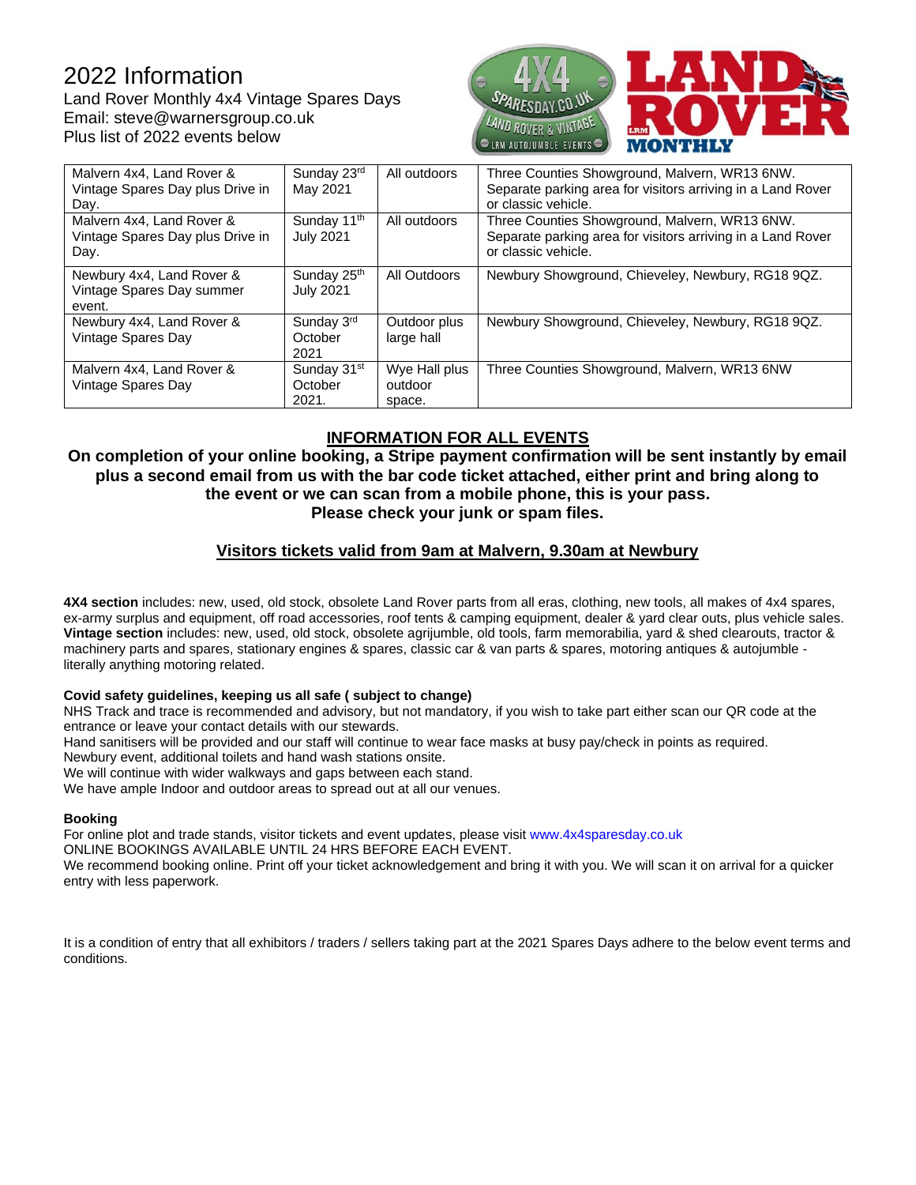# 2022 Information

Land Rover Monthly 4x4 Vintage Spares Days
Email: steve@warnersgroup.co.uk
Plus list of 2022 events below

| Event | Date | Venue | Location |
|---|---|---|---|
| Malvern 4x4, Land Rover & Vintage Spares Day plus Drive in Day. | Sunday 23rd May 2021 | All outdoors | Three Counties Showground, Malvern, WR13 6NW. Separate parking area for visitors arriving in a Land Rover or classic vehicle. |
| Malvern 4x4, Land Rover & Vintage Spares Day plus Drive in Day. | Sunday 11th July 2021 | All outdoors | Three Counties Showground, Malvern, WR13 6NW. Separate parking area for visitors arriving in a Land Rover or classic vehicle. |
| Newbury 4x4, Land Rover & Vintage Spares Day summer event. | Sunday 25th July 2021 | All Outdoors | Newbury Showground, Chieveley, Newbury, RG18 9QZ. |
| Newbury 4x4, Land Rover & Vintage Spares Day | Sunday 3rd October 2021 | Outdoor plus large hall | Newbury Showground, Chieveley, Newbury, RG18 9QZ. |
| Malvern 4x4, Land Rover & Vintage Spares Day | Sunday 31st October 2021. | Wye Hall plus outdoor space. | Three Counties Showground, Malvern, WR13 6NW |

## INFORMATION FOR ALL EVENTS

**On completion of your online booking, a Stripe payment confirmation will be sent instantly by email plus a second email from us with the bar code ticket attached, either print and bring along to the event or we can scan from a mobile phone, this is your pass.**
**Please check your junk or spam files.**

**Visitors tickets valid from 9am at Malvern, 9.30am at Newbury**

**4X4 section** includes: new, used, old stock, obsolete Land Rover parts from all eras, clothing, new tools, all makes of 4x4 spares, ex-army surplus and equipment, off road accessories, roof tents & camping equipment, dealer & yard clear outs, plus vehicle sales.
**Vintage section** includes: new, used, old stock, obsolete agrijumble, old tools, farm memorabilia, yard & shed clearouts, tractor & machinery parts and spares, stationary engines & spares, classic car & van parts & spares, motoring antiques & autojumble - literally anything motoring related.

**Covid safety guidelines, keeping us all safe ( subject to change)**

NHS Track and trace is recommended and advisory, but not mandatory, if you wish to take part either scan our QR code at the entrance or leave your contact details with our stewards.
Hand sanitisers will be provided and our staff will continue to wear face masks at busy pay/check in points as required.
Newbury event, additional toilets and hand wash stations onsite.
We will continue with wider walkways and gaps between each stand.
We have ample Indoor and outdoor areas to spread out at all our venues.

**Booking**

For online plot and trade stands, visitor tickets and event updates, please visit www.4x4sparesday.co.uk
ONLINE BOOKINGS AVAILABLE UNTIL 24 HRS BEFORE EACH EVENT.
We recommend booking online. Print off your ticket acknowledgement and bring it with you. We will scan it on arrival for a quicker entry with less paperwork.

It is a condition of entry that all exhibitors / traders / sellers taking part at the 2021 Spares Days adhere to the below event terms and conditions.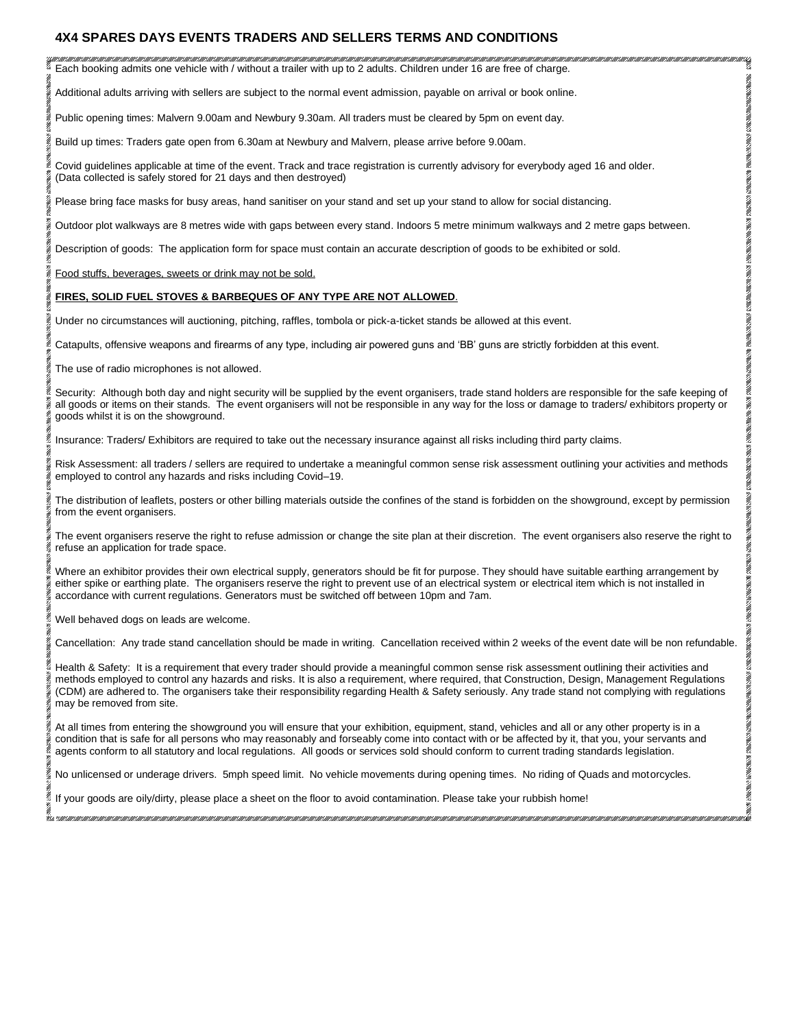## 4X4 SPARES DAYS EVENTS TRADERS AND SELLERS TERMS AND CONDITIONS

Each booking admits one vehicle with / without a trailer with up to 2 adults. Children under 16 are free of charge.

Additional adults arriving with sellers are subject to the normal event admission, payable on arrival or book online.

Public opening times: Malvern 9.00am and Newbury 9.30am. All traders must be cleared by 5pm on event day.

Build up times: Traders gate open from 6.30am at Newbury and Malvern, please arrive before 9.00am.

Covid guidelines applicable at time of the event. Track and trace registration is currently advisory for everybody aged 16 and older. (Data collected is safely stored for 21 days and then destroyed)

Please bring face masks for busy areas, hand sanitiser on your stand and set up your stand to allow for social distancing.

Outdoor plot walkways are 8 metres wide with gaps between every stand. Indoors 5 metre minimum walkways and 2 metre gaps between.

Description of goods: The application form for space must contain an accurate description of goods to be exhibited or sold.

Food stuffs, beverages, sweets or drink may not be sold.

**FIRES, SOLID FUEL STOVES & BARBEQUES OF ANY TYPE ARE NOT ALLOWED**.

Under no circumstances will auctioning, pitching, raffles, tombola or pick-a-ticket stands be allowed at this event.

Catapults, offensive weapons and firearms of any type, including air powered guns and 'BB' guns are strictly forbidden at this event.

The use of radio microphones is not allowed.

Security: Although both day and night security will be supplied by the event organisers, trade stand holders are responsible for the safe keeping of all goods or items on their stands. The event organisers will not be responsible in any way for the loss or damage to traders/ exhibitors property or goods whilst it is on the showground.

Insurance: Traders/ Exhibitors are required to take out the necessary insurance against all risks including third party claims.

Risk Assessment: all traders / sellers are required to undertake a meaningful common sense risk assessment outlining your activities and methods employed to control any hazards and risks including Covid–19.

The distribution of leaflets, posters or other billing materials outside the confines of the stand is forbidden on the showground, except by permission from the event organisers.

The event organisers reserve the right to refuse admission or change the site plan at their discretion. The event organisers also reserve the right to refuse an application for trade space.

Where an exhibitor provides their own electrical supply, generators should be fit for purpose. They should have suitable earthing arrangement by either spike or earthing plate. The organisers reserve the right to prevent use of an electrical system or electrical item which is not installed in accordance with current regulations. Generators must be switched off between 10pm and 7am.

Well behaved dogs on leads are welcome.

Cancellation: Any trade stand cancellation should be made in writing. Cancellation received within 2 weeks of the event date will be non refundable.

Health & Safety: It is a requirement that every trader should provide a meaningful common sense risk assessment outlining their activities and methods employed to control any hazards and risks. It is also a requirement, where required, that Construction, Design, Management Regulations (CDM) are adhered to. The organisers take their responsibility regarding Health & Safety seriously. Any trade stand not complying with regulations may be removed from site.

At all times from entering the showground you will ensure that your exhibition, equipment, stand, vehicles and all or any other property is in a condition that is safe for all persons who may reasonably and forseably come into contact with or be affected by it, that you, your servants and agents conform to all statutory and local regulations. All goods or services sold should conform to current trading standards legislation.

No unlicensed or underage drivers. 5mph speed limit. No vehicle movements during opening times. No riding of Quads and motorcycles.

If your goods are oily/dirty, please place a sheet on the floor to avoid contamination. Please take your rubbish home!